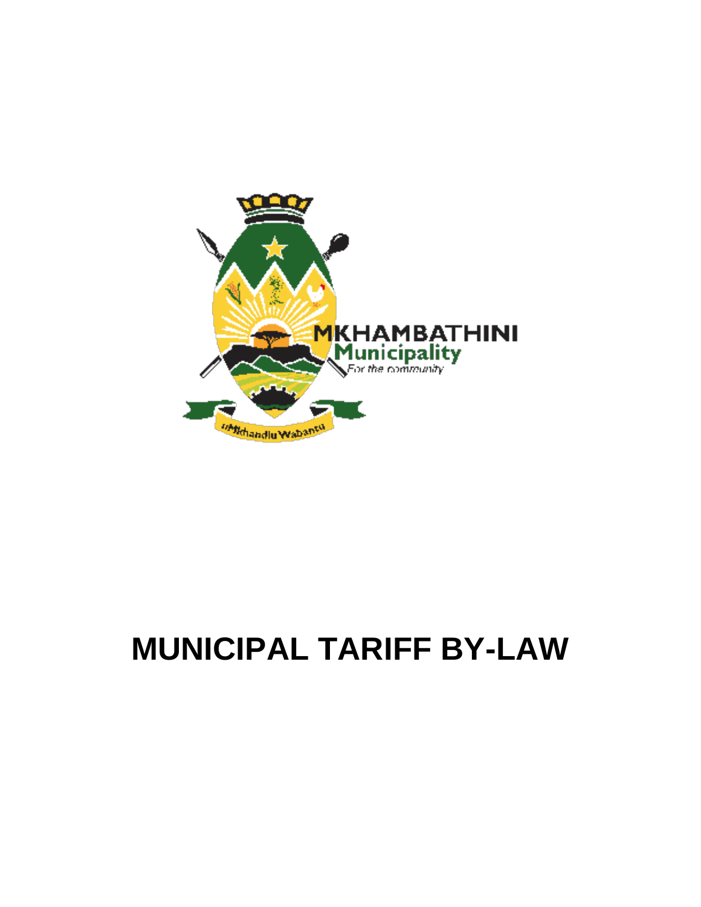MKHAMBATHINI
Municipality
For the community

uMkhandlu Wabantu

# MUNICIPAL TARIFF BY-LAW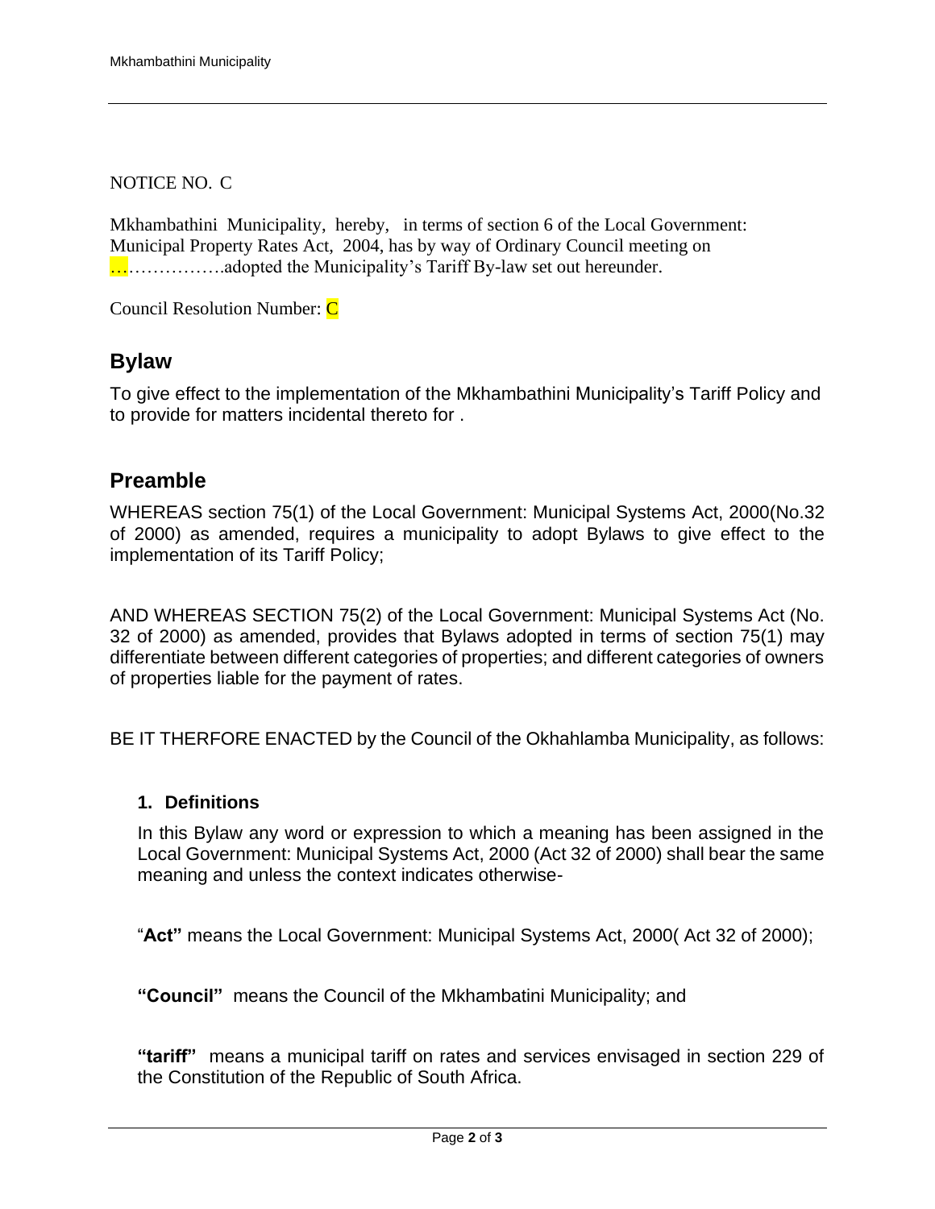NOTICE NO. C

Mkhambathini Municipality, hereby, in terms of section 6 of the Local Government: Municipal Property Rates Act, 2004, has by way of Ordinary Council meeting on ………………….adopted the Municipality's Tariff By-law set out hereunder.

Council Resolution Number: C

## Bylaw

To give effect to the implementation of the Mkhambathini Municipality's Tariff Policy and to provide for matters incidental thereto for .

## Preamble

WHEREAS section 75(1) of the Local Government: Municipal Systems Act, 2000(No.32 of 2000) as amended, requires a municipality to adopt Bylaws to give effect to the implementation of its Tariff Policy;

AND WHEREAS SECTION 75(2) of the Local Government: Municipal Systems Act (No. 32 of 2000) as amended, provides that Bylaws adopted in terms of section 75(1) may differentiate between different categories of properties; and different categories of owners of properties liable for the payment of rates.

BE IT THERFORE ENACTED by the Council of the Okhahlamba Municipality, as follows:

### 1. Definitions

In this Bylaw any word or expression to which a meaning has been assigned in the Local Government: Municipal Systems Act, 2000 (Act 32 of 2000) shall bear the same meaning and unless the context indicates otherwise-

"**Act"** means the Local Government: Municipal Systems Act, 2000( Act 32 of 2000);

**"Council"** means the Council of the Mkhambatini Municipality; and

**"tariff"** means a municipal tariff on rates and services envisaged in section 229 of the Constitution of the Republic of South Africa.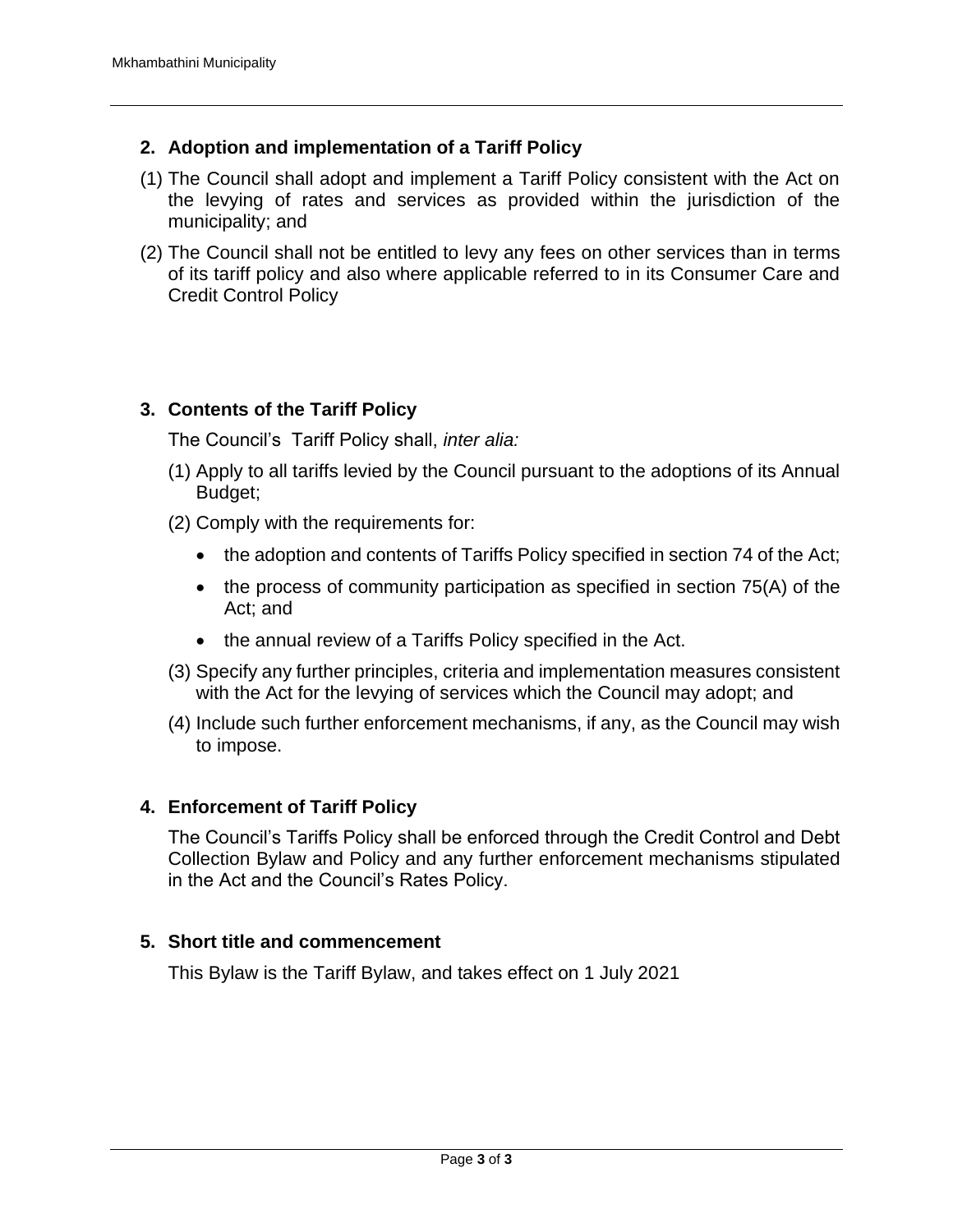## 2. Adoption and implementation of a Tariff Policy

(1) The Council shall adopt and implement a Tariff Policy consistent with the Act on the levying of rates and services as provided within the jurisdiction of the municipality; and

(2) The Council shall not be entitled to levy any fees on other services than in terms of its tariff policy and also where applicable referred to in its Consumer Care and Credit Control Policy

## 3. Contents of the Tariff Policy

The Council's Tariff Policy shall, *inter alia:*

(1) Apply to all tariffs levied by the Council pursuant to the adoptions of its Annual Budget;

(2) Comply with the requirements for:

- the adoption and contents of Tariffs Policy specified in section 74 of the Act;
- the process of community participation as specified in section 75(A) of the Act; and
- the annual review of a Tariffs Policy specified in the Act.

(3) Specify any further principles, criteria and implementation measures consistent with the Act for the levying of services which the Council may adopt; and

(4) Include such further enforcement mechanisms, if any, as the Council may wish to impose.

## 4. Enforcement of Tariff Policy

The Council's Tariffs Policy shall be enforced through the Credit Control and Debt Collection Bylaw and Policy and any further enforcement mechanisms stipulated in the Act and the Council's Rates Policy.

## 5. Short title and commencement

This Bylaw is the Tariff Bylaw, and takes effect on 1 July 2021